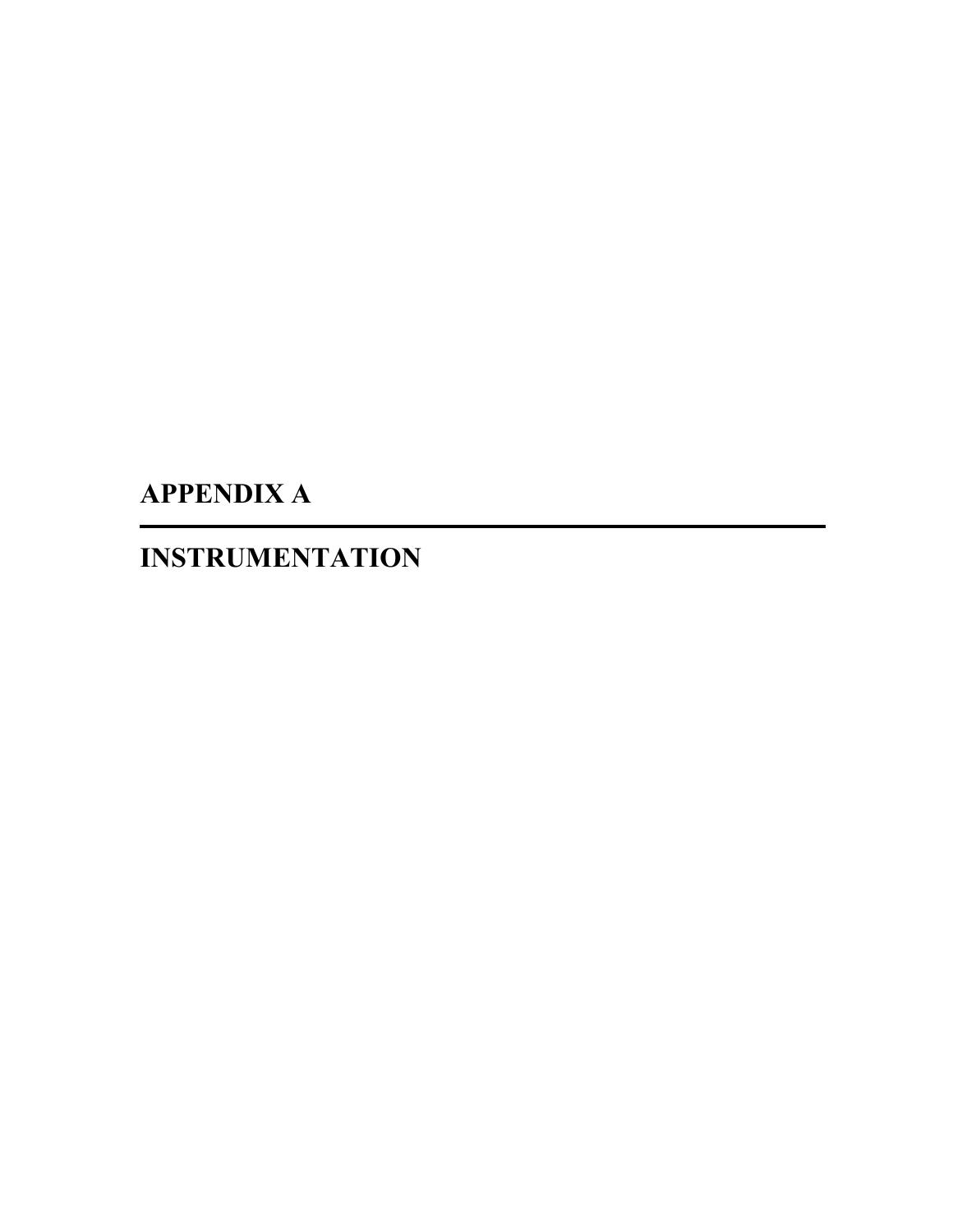# APPENDIX A

---

# INSTRUMENTATION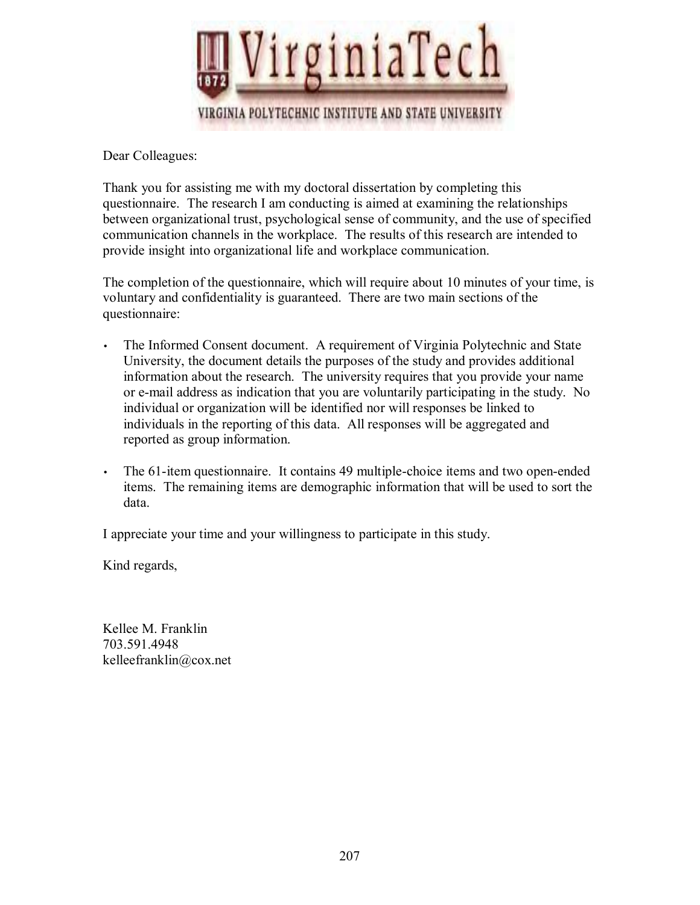VirginiaTech

VIRGINIA POLYTECHNIC INSTITUTE AND STATE UNIVERSITY

Dear Colleagues:

Thank you for assisting me with my doctoral dissertation by completing this questionnaire. The research I am conducting is aimed at examining the relationships between organizational trust, psychological sense of community, and the use of specified communication channels in the workplace. The results of this research are intended to provide insight into organizational life and workplace communication.

The completion of the questionnaire, which will require about 10 minutes of your time, is voluntary and confidentiality is guaranteed. There are two main sections of the questionnaire:

- The Informed Consent document. A requirement of Virginia Polytechnic and State University, the document details the purposes of the study and provides additional information about the research. The university requires that you provide your name or e-mail address as indication that you are voluntarily participating in the study. No individual or organization will be identified nor will responses be linked to individuals in the reporting of this data. All responses will be aggregated and reported as group information.

- The 61-item questionnaire. It contains 49 multiple-choice items and two open-ended items. The remaining items are demographic information that will be used to sort the data.

I appreciate your time and your willingness to participate in this study.

Kind regards,

Kellee M. Franklin
703.591.4948
kelleefranklin@cox.net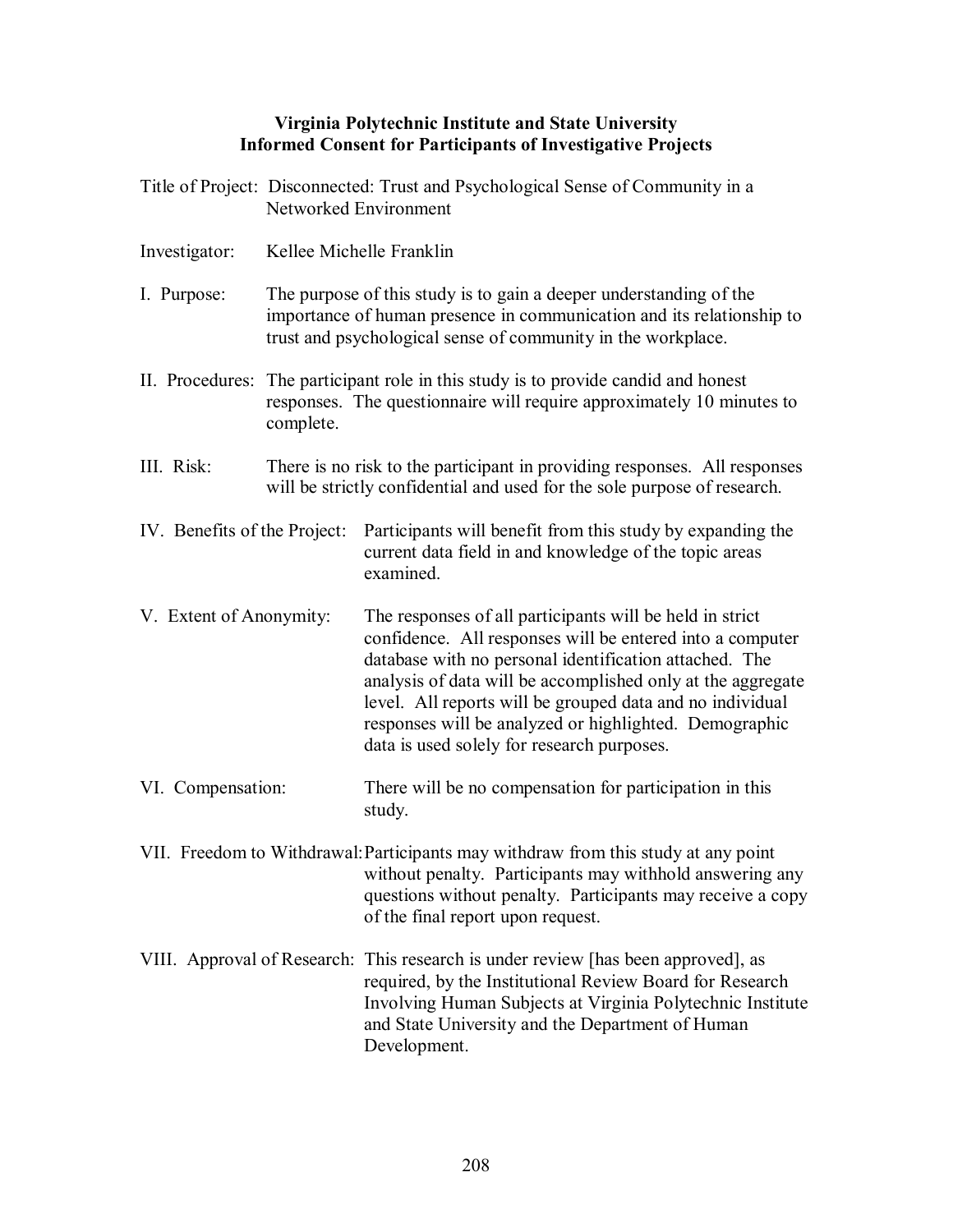**Virginia Polytechnic Institute and State University**
**Informed Consent for Participants of Investigative Projects**

Title of Project: Disconnected: Trust and Psychological Sense of Community in a Networked Environment

Investigator: Kellee Michelle Franklin

I. Purpose: The purpose of this study is to gain a deeper understanding of the importance of human presence in communication and its relationship to trust and psychological sense of community in the workplace.

II. Procedures: The participant role in this study is to provide candid and honest responses. The questionnaire will require approximately 10 minutes to complete.

III. Risk: There is no risk to the participant in providing responses. All responses will be strictly confidential and used for the sole purpose of research.

IV. Benefits of the Project: Participants will benefit from this study by expanding the current data field in and knowledge of the topic areas examined.

V. Extent of Anonymity: The responses of all participants will be held in strict confidence. All responses will be entered into a computer database with no personal identification attached. The analysis of data will be accomplished only at the aggregate level. All reports will be grouped data and no individual responses will be analyzed or highlighted. Demographic data is used solely for research purposes.

VI. Compensation: There will be no compensation for participation in this study.

VII. Freedom to Withdrawal: Participants may withdraw from this study at any point without penalty. Participants may withhold answering any questions without penalty. Participants may receive a copy of the final report upon request.

VIII. Approval of Research: This research is under review [has been approved], as required, by the Institutional Review Board for Research Involving Human Subjects at Virginia Polytechnic Institute and State University and the Department of Human Development.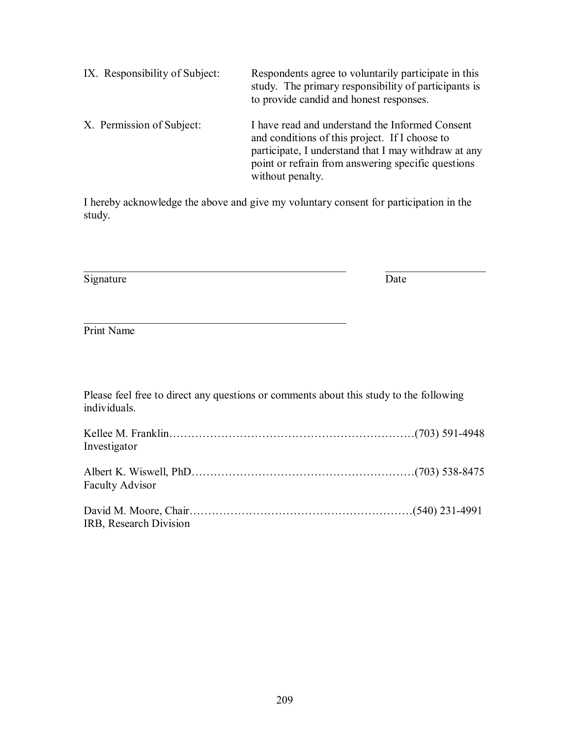IX. Responsibility of Subject: Respondents agree to voluntarily participate in this study. The primary responsibility of participants is to provide candid and honest responses.

X. Permission of Subject: I have read and understand the Informed Consent and conditions of this project. If I choose to participate, I understand that I may withdraw at any point or refrain from answering specific questions without penalty.

I hereby acknowledge the above and give my voluntary consent for participation in the study.

\_\_\_\_\_\_\_\_\_\_\_\_\_\_\_\_\_\_\_\_\_\_\_\_\_\_\_\_\_\_\_\_\_\_\_\_\_\_\_\_\_\_\_\_\_\_ \_\_\_\_\_\_\_\_\_\_\_\_\_\_\_\_\_\_
Signature Date

\_\_\_\_\_\_\_\_\_\_\_\_\_\_\_\_\_\_\_\_\_\_\_\_\_\_\_\_\_\_\_\_\_\_\_\_\_\_\_\_\_\_\_\_\_\_
Print Name

Please feel free to direct any questions or comments about this study to the following individuals.

Kellee M. Franklin………………………………………………………(703) 591-4948
Investigator

Albert K. Wiswell, PhD…………………………………………………(703) 538-8475
Faculty Advisor

David M. Moore, Chair…………………………………………………(540) 231-4991
IRB, Research Division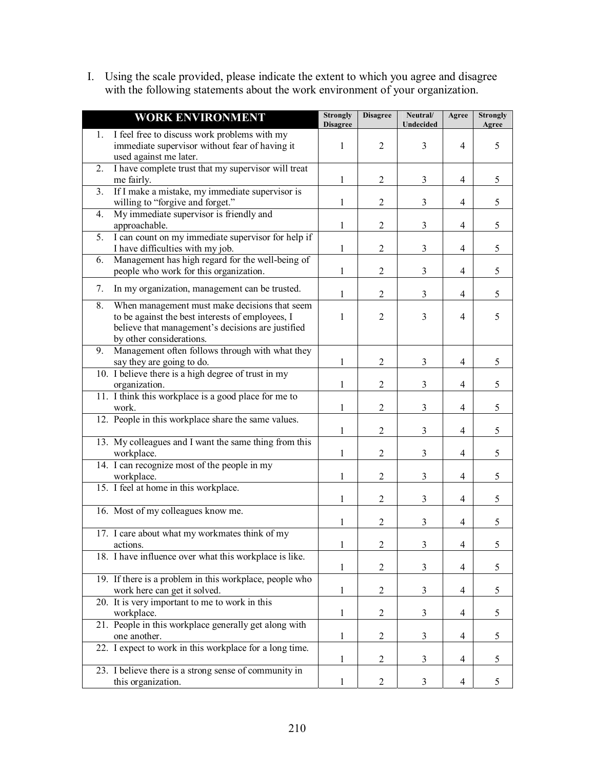I. Using the scale provided, please indicate the extent to which you agree and disagree with the following statements about the work environment of your organization.

| WORK ENVIRONMENT | Strongly Disagree | Disagree | Neutral/ Undecided | Agree | Strongly Agree |
|---|---|---|---|---|---|
| 1. I feel free to discuss work problems with my immediate supervisor without fear of having it used against me later. | 1 | 2 | 3 | 4 | 5 |
| 2. I have complete trust that my supervisor will treat me fairly. | 1 | 2 | 3 | 4 | 5 |
| 3. If I make a mistake, my immediate supervisor is willing to "forgive and forget." | 1 | 2 | 3 | 4 | 5 |
| 4. My immediate supervisor is friendly and approachable. | 1 | 2 | 3 | 4 | 5 |
| 5. I can count on my immediate supervisor for help if I have difficulties with my job. | 1 | 2 | 3 | 4 | 5 |
| 6. Management has high regard for the well-being of people who work for this organization. | 1 | 2 | 3 | 4 | 5 |
| 7. In my organization, management can be trusted. | 1 | 2 | 3 | 4 | 5 |
| 8. When management must make decisions that seem to be against the best interests of employees, I believe that management's decisions are justified by other considerations. | 1 | 2 | 3 | 4 | 5 |
| 9. Management often follows through with what they say they are going to do. | 1 | 2 | 3 | 4 | 5 |
| 10. I believe there is a high degree of trust in my organization. | 1 | 2 | 3 | 4 | 5 |
| 11. I think this workplace is a good place for me to work. | 1 | 2 | 3 | 4 | 5 |
| 12. People in this workplace share the same values. | 1 | 2 | 3 | 4 | 5 |
| 13. My colleagues and I want the same thing from this workplace. | 1 | 2 | 3 | 4 | 5 |
| 14. I can recognize most of the people in my workplace. | 1 | 2 | 3 | 4 | 5 |
| 15. I feel at home in this workplace. | 1 | 2 | 3 | 4 | 5 |
| 16. Most of my colleagues know me. | 1 | 2 | 3 | 4 | 5 |
| 17. I care about what my workmates think of my actions. | 1 | 2 | 3 | 4 | 5 |
| 18. I have influence over what this workplace is like. | 1 | 2 | 3 | 4 | 5 |
| 19. If there is a problem in this workplace, people who work here can get it solved. | 1 | 2 | 3 | 4 | 5 |
| 20. It is very important to me to work in this workplace. | 1 | 2 | 3 | 4 | 5 |
| 21. People in this workplace generally get along with one another. | 1 | 2 | 3 | 4 | 5 |
| 22. I expect to work in this workplace for a long time. | 1 | 2 | 3 | 4 | 5 |
| 23. I believe there is a strong sense of community in this organization. | 1 | 2 | 3 | 4 | 5 |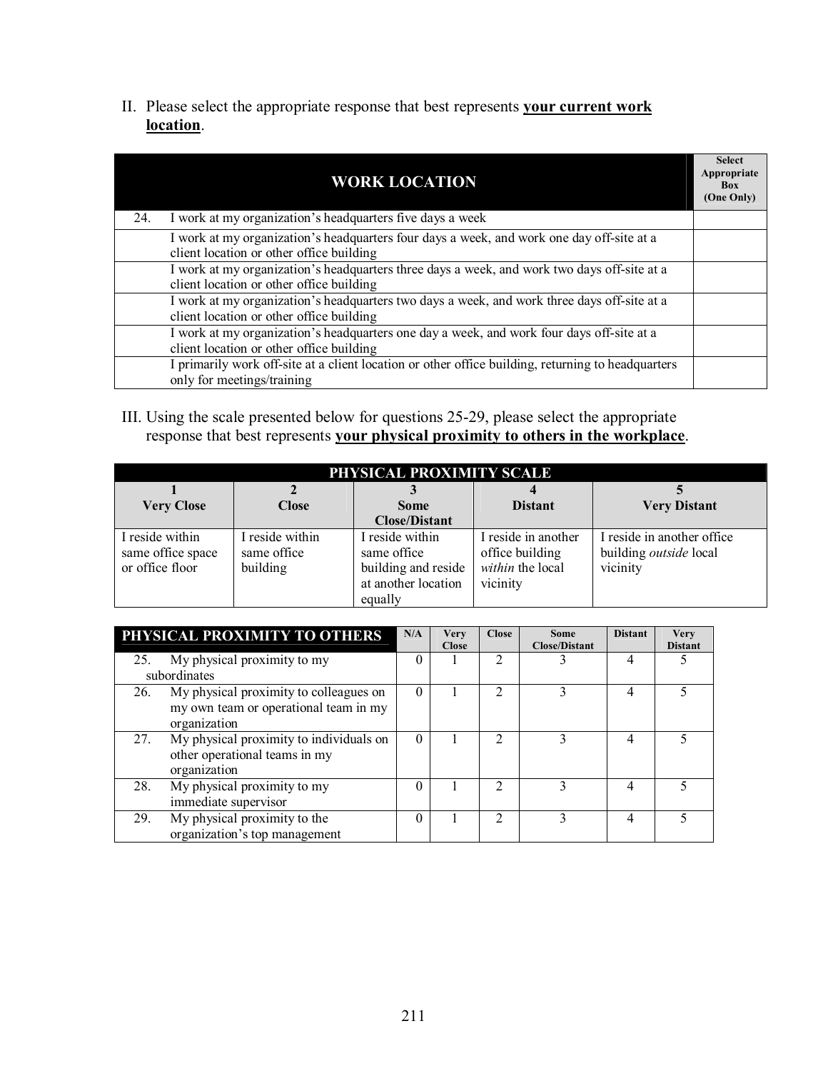II. Please select the appropriate response that best represents **<u>your current work location</u>**.

| | WORK LOCATION | Select Appropriate Box (One Only) |
|---|---|---|
| 24. | I work at my organization's headquarters five days a week | |
| | I work at my organization's headquarters four days a week, and work one day off-site at a client location or other office building | |
| | I work at my organization's headquarters three days a week, and work two days off-site at a client location or other office building | |
| | I work at my organization's headquarters two days a week, and work three days off-site at a client location or other office building | |
| | I work at my organization's headquarters one day a week, and work four days off-site at a client location or other office building | |
| | I primarily work off-site at a client location or other office building, returning to headquarters only for meetings/training | |

III. Using the scale presented below for questions 25-29, please select the appropriate response that best represents **<u>your physical proximity to others in the workplace</u>**.

| PHYSICAL PROXIMITY SCALE | | | | |
|---|---|---|---|---|
| **1** **Very Close** | **2** **Close** | **3** **Some Close/Distant** | **4** **Distant** | **5** **Very Distant** |
| I reside within same office space or office floor | I reside within same office building | I reside within same office building and reside at another location equally | I reside in another office building *within* the local vicinity | I reside in another office building *outside* local vicinity |

| PHYSICAL PROXIMITY TO OTHERS | N/A | Very Close | Close | Some Close/Distant | Distant | Very Distant |
|---|---|---|---|---|---|---|
| 25. My physical proximity to my subordinates | 0 | 1 | 2 | 3 | 4 | 5 |
| 26. My physical proximity to colleagues on my own team or operational team in my organization | 0 | 1 | 2 | 3 | 4 | 5 |
| 27. My physical proximity to individuals on other operational teams in my organization | 0 | 1 | 2 | 3 | 4 | 5 |
| 28. My physical proximity to my immediate supervisor | 0 | 1 | 2 | 3 | 4 | 5 |
| 29. My physical proximity to the organization's top management | 0 | 1 | 2 | 3 | 4 | 5 |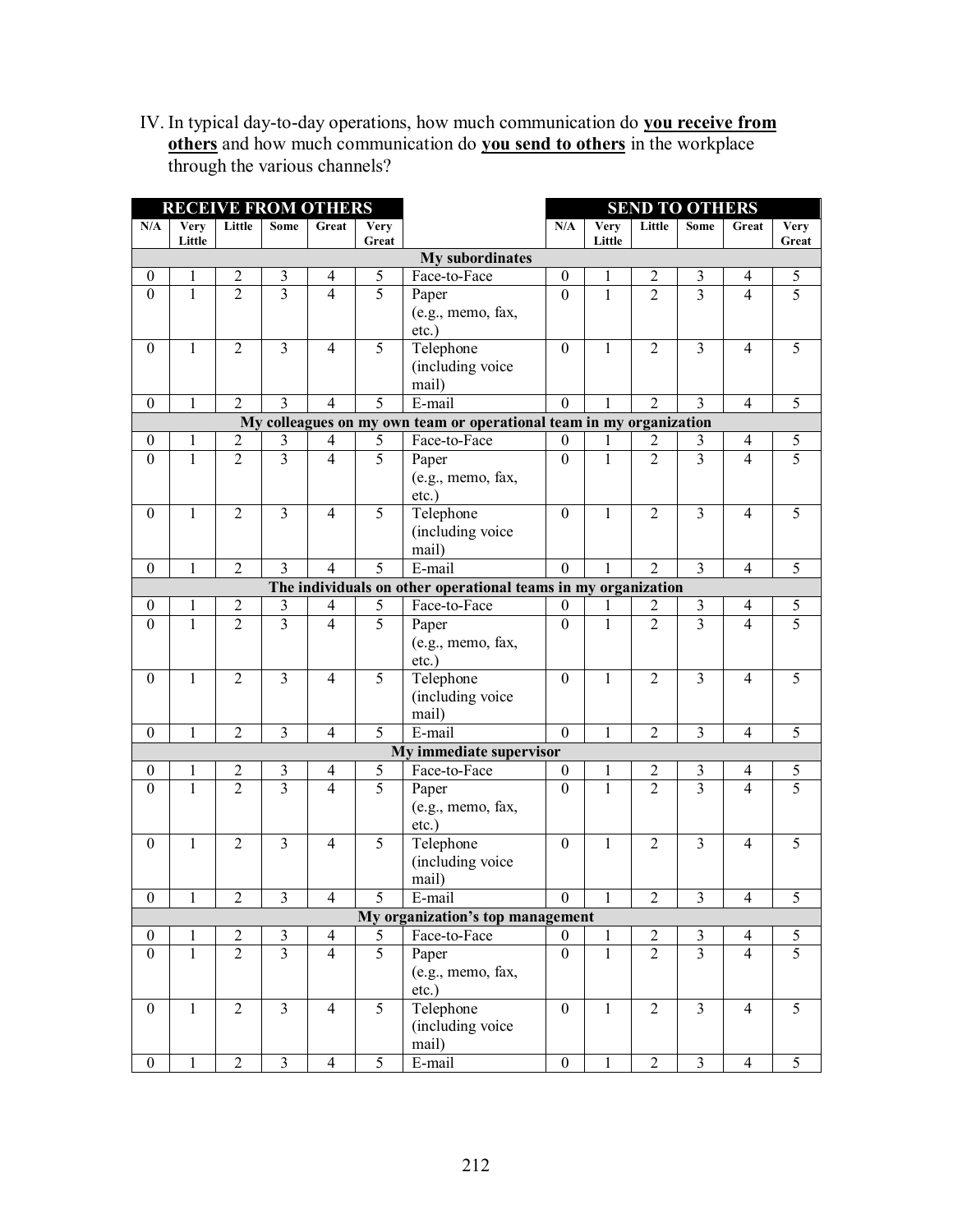IV. In typical day-to-day operations, how much communication do **<u>you receive from others</u>** and how much communication do **<u>you send to others</u>** in the workplace through the various channels?

| RECEIVE FROM OTHERS | | | | | | | SEND TO OTHERS | | | | | |
|---|---|---|---|---|---|---|---|---|---|---|---|---|
| N/A | Very Little | Little | Some | Great | Very Great | | N/A | Very Little | Little | Some | Great | Very Great |
| | | | | | | **My subordinates** | | | | | | |
| 0 | 1 | 2 | 3 | 4 | 5 | Face-to-Face | 0 | 1 | 2 | 3 | 4 | 5 |
| 0 | 1 | 2 | 3 | 4 | 5 | Paper (e.g., memo, fax, etc.) | 0 | 1 | 2 | 3 | 4 | 5 |
| 0 | 1 | 2 | 3 | 4 | 5 | Telephone (including voice mail) | 0 | 1 | 2 | 3 | 4 | 5 |
| 0 | 1 | 2 | 3 | 4 | 5 | E-mail | 0 | 1 | 2 | 3 | 4 | 5 |
| | | | | | | **My colleagues on my own team or operational team in my organization** | | | | | | |
| 0 | 1 | 2 | 3 | 4 | 5 | Face-to-Face | 0 | 1 | 2 | 3 | 4 | 5 |
| 0 | 1 | 2 | 3 | 4 | 5 | Paper (e.g., memo, fax, etc.) | 0 | 1 | 2 | 3 | 4 | 5 |
| 0 | 1 | 2 | 3 | 4 | 5 | Telephone (including voice mail) | 0 | 1 | 2 | 3 | 4 | 5 |
| 0 | 1 | 2 | 3 | 4 | 5 | E-mail | 0 | 1 | 2 | 3 | 4 | 5 |
| | | | | | | **The individuals on other operational teams in my organization** | | | | | | |
| 0 | 1 | 2 | 3 | 4 | 5 | Face-to-Face | 0 | 1 | 2 | 3 | 4 | 5 |
| 0 | 1 | 2 | 3 | 4 | 5 | Paper (e.g., memo, fax, etc.) | 0 | 1 | 2 | 3 | 4 | 5 |
| 0 | 1 | 2 | 3 | 4 | 5 | Telephone (including voice mail) | 0 | 1 | 2 | 3 | 4 | 5 |
| 0 | 1 | 2 | 3 | 4 | 5 | E-mail | 0 | 1 | 2 | 3 | 4 | 5 |
| | | | | | | **My immediate supervisor** | | | | | | |
| 0 | 1 | 2 | 3 | 4 | 5 | Face-to-Face | 0 | 1 | 2 | 3 | 4 | 5 |
| 0 | 1 | 2 | 3 | 4 | 5 | Paper (e.g., memo, fax, etc.) | 0 | 1 | 2 | 3 | 4 | 5 |
| 0 | 1 | 2 | 3 | 4 | 5 | Telephone (including voice mail) | 0 | 1 | 2 | 3 | 4 | 5 |
| 0 | 1 | 2 | 3 | 4 | 5 | E-mail | 0 | 1 | 2 | 3 | 4 | 5 |
| | | | | | | **My organization's top management** | | | | | | |
| 0 | 1 | 2 | 3 | 4 | 5 | Face-to-Face | 0 | 1 | 2 | 3 | 4 | 5 |
| 0 | 1 | 2 | 3 | 4 | 5 | Paper (e.g., memo, fax, etc.) | 0 | 1 | 2 | 3 | 4 | 5 |
| 0 | 1 | 2 | 3 | 4 | 5 | Telephone (including voice mail) | 0 | 1 | 2 | 3 | 4 | 5 |
| 0 | 1 | 2 | 3 | 4 | 5 | E-mail | 0 | 1 | 2 | 3 | 4 | 5 |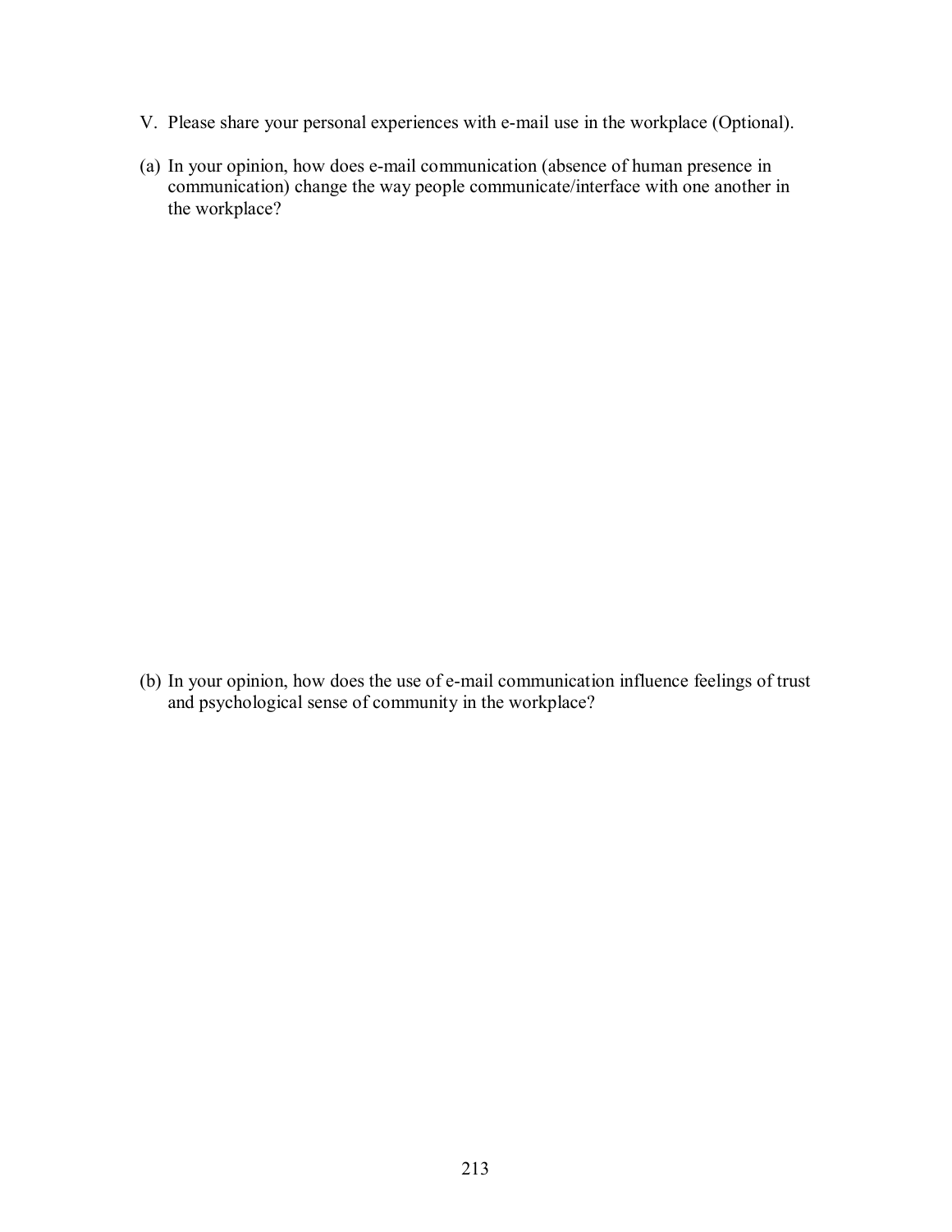V. Please share your personal experiences with e-mail use in the workplace (Optional).

(a) In your opinion, how does e-mail communication (absence of human presence in communication) change the way people communicate/interface with one another in the workplace?

(b) In your opinion, how does the use of e-mail communication influence feelings of trust and psychological sense of community in the workplace?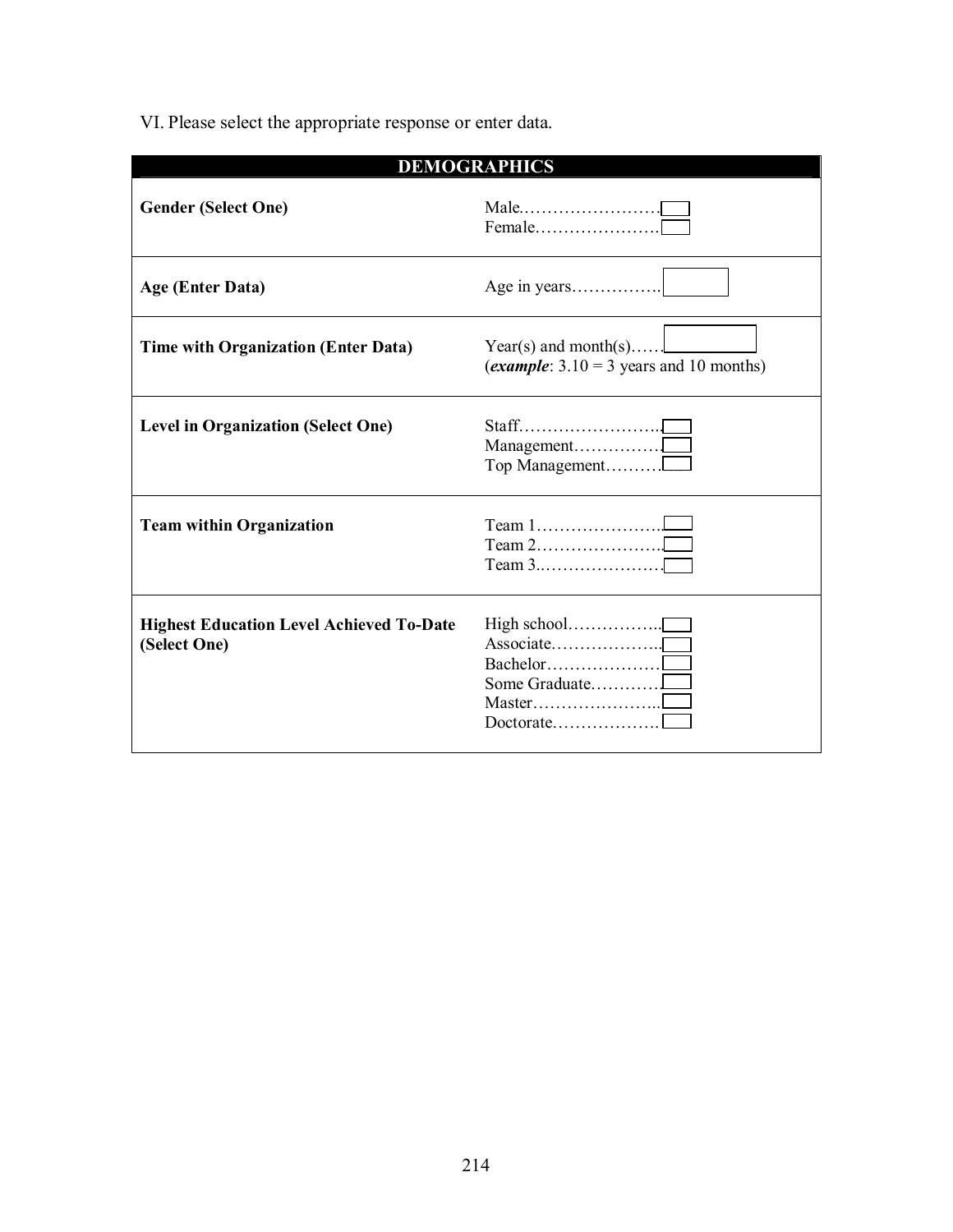VI. Please select the appropriate response or enter data.

| DEMOGRAPHICS | |
|---|---|
| **Gender (Select One)** | Male……………………… ☐<br>Female…………………. ☐ |
| **Age (Enter Data)** | Age in years……………. ☐ |
| **Time with Organization (Enter Data)** | Year(s) and month(s)…… ☐<br>(***example***: 3.10 = 3 years and 10 months) |
| **Level in Organization (Select One)** | Staff……………………. ☐<br>Management…………… ☐<br>Top Management………. ☐ |
| **Team within Organization** | Team 1…………………. ☐<br>Team 2…………………. ☐<br>Team 3..………………… ☐ |
| **Highest Education Level Achieved To-Date (Select One)** | High school…………….. ☐<br>Associate……………….. ☐<br>Bachelor………………… ☐<br>Some Graduate………… ☐<br>Master………………….. ☐<br>Doctorate………………. ☐ |